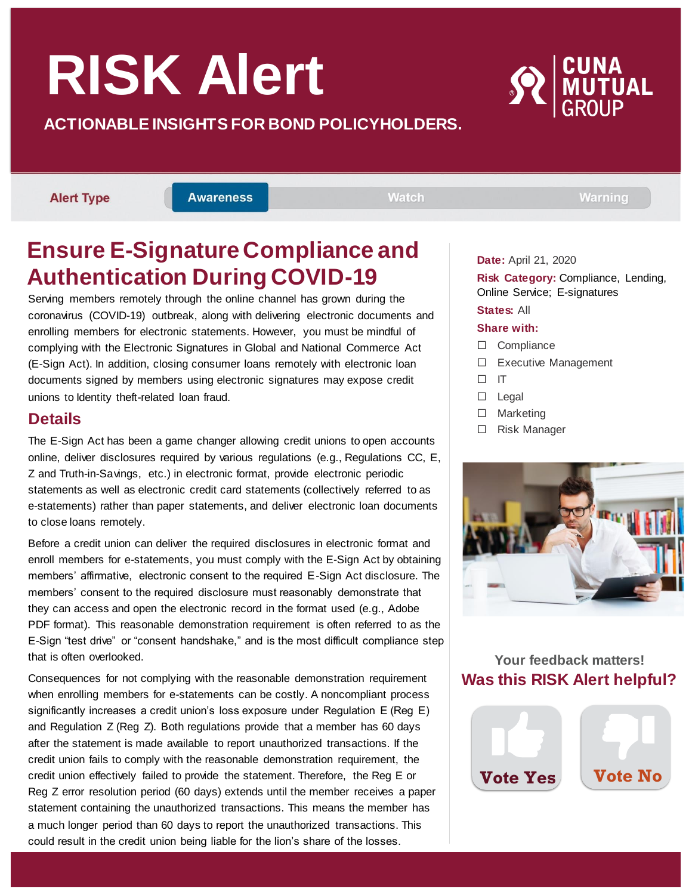# RISK Alert

**ACTIONABLE INSIGHTS FOR BOND POLICYHOLDERS.**

CUNA MUTUAL GROUP

**Alert Type** | **Awareness** | Watch | Warning

## Ensure E-Signature Compliance and Authentication During COVID-19

**Date:** April 21, 2020

**Risk Category:** Compliance, Lending, Online Service; E-signatures

**States:** All

**Share with:**

- ☐ Compliance
- ☐ Executive Management
- ☐ IT
- ☐ Legal
- ☐ Marketing
- ☐ Risk Manager

Serving members remotely through the online channel has grown during the coronavirus (COVID-19) outbreak, along with delivering electronic documents and enrolling members for electronic statements. However, you must be mindful of complying with the Electronic Signatures in Global and National Commerce Act (E-Sign Act). In addition, closing consumer loans remotely with electronic loan documents signed by members using electronic signatures may expose credit unions to Identity theft-related loan fraud.

## Details

The E-Sign Act has been a game changer allowing credit unions to open accounts online, deliver disclosures required by various regulations (e.g., Regulations CC, E, Z and Truth-in-Savings, etc.) in electronic format, provide electronic periodic statements as well as electronic credit card statements (collectively referred to as e-statements) rather than paper statements, and deliver electronic loan documents to close loans remotely.

Before a credit union can deliver the required disclosures in electronic format and enroll members for e-statements, you must comply with the E-Sign Act by obtaining members' affirmative, electronic consent to the required E-Sign Act disclosure. The members' consent to the required disclosure must reasonably demonstrate that they can access and open the electronic record in the format used (e.g., Adobe PDF format). This reasonable demonstration requirement is often referred to as the E-Sign "test drive" or "consent handshake," and is the most difficult compliance step that is often overlooked.

Consequences for not complying with the reasonable demonstration requirement when enrolling members for e-statements can be costly. A noncompliant process significantly increases a credit union's loss exposure under Regulation E (Reg E) and Regulation Z (Reg Z). Both regulations provide that a member has 60 days after the statement is made available to report unauthorized transactions. If the credit union fails to comply with the reasonable demonstration requirement, the credit union effectively failed to provide the statement. Therefore, the Reg E or Reg Z error resolution period (60 days) extends until the member receives a paper statement containing the unauthorized transactions. This means the member has a much longer period than 60 days to report the unauthorized transactions. This could result in the credit union being liable for the lion's share of the losses.

Your feedback matters!

**Was this RISK Alert helpful?**

Vote Yes | Vote No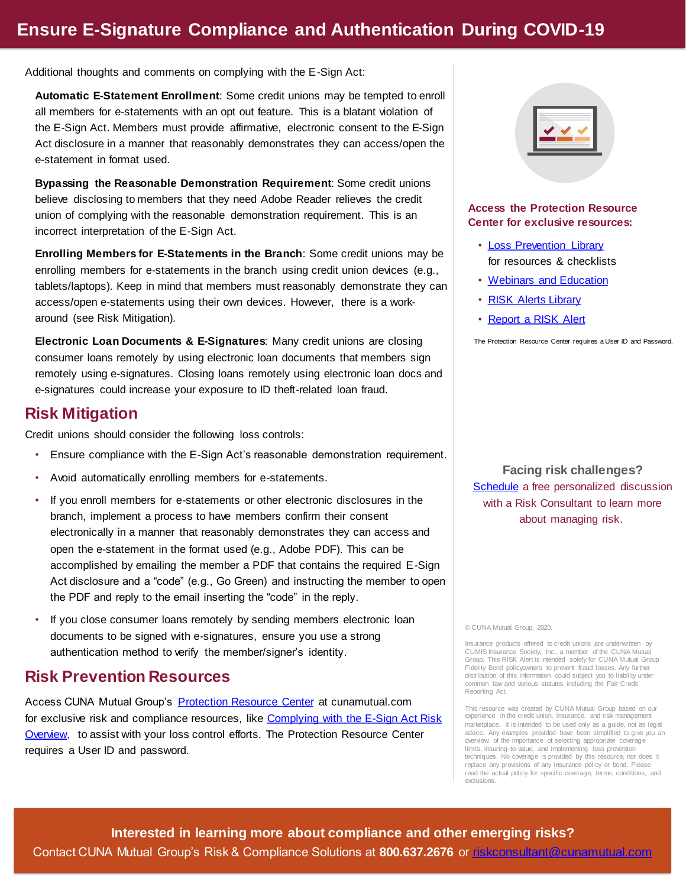# Ensure E-Signature Compliance and Authentication During COVID-19

Additional thoughts and comments on complying with the E-Sign Act:

**Automatic E-Statement Enrollment**: Some credit unions may be tempted to enroll all members for e-statements with an opt out feature. This is a blatant violation of the E-Sign Act. Members must provide affirmative, electronic consent to the E-Sign Act disclosure in a manner that reasonably demonstrates they can access/open the e-statement in format used.

**Bypassing the Reasonable Demonstration Requirement**: Some credit unions believe disclosing to members that they need Adobe Reader relieves the credit union of complying with the reasonable demonstration requirement. This is an incorrect interpretation of the E-Sign Act.

**Enrolling Members for E-Statements in the Branch**: Some credit unions may be enrolling members for e-statements in the branch using credit union devices (e.g., tablets/laptops). Keep in mind that members must reasonably demonstrate they can access/open e-statements using their own devices. However, there is a work-around (see Risk Mitigation).

**Electronic Loan Documents & E-Signatures**: Many credit unions are closing consumer loans remotely by using electronic loan documents that members sign remotely using e-signatures. Closing loans remotely using electronic loan docs and e-signatures could increase your exposure to ID theft-related loan fraud.

## Risk Mitigation

Credit unions should consider the following loss controls:

- Ensure compliance with the E-Sign Act's reasonable demonstration requirement.
- Avoid automatically enrolling members for e-statements.
- If you enroll members for e-statements or other electronic disclosures in the branch, implement a process to have members confirm their consent electronically in a manner that reasonably demonstrates they can access and open the e-statement in the format used (e.g., Adobe PDF). This can be accomplished by emailing the member a PDF that contains the required E-Sign Act disclosure and a "code" (e.g., Go Green) and instructing the member to open the PDF and reply to the email inserting the "code" in the reply.
- If you close consumer loans remotely by sending members electronic loan documents to be signed with e-signatures, ensure you use a strong authentication method to verify the member/signer's identity.

## Risk Prevention Resources

Access CUNA Mutual Group's Protection Resource Center at cunamutual.com for exclusive risk and compliance resources, like Complying with the E-Sign Act Risk Overview, to assist with your loss control efforts. The Protection Resource Center requires a User ID and password.

**Access the Protection Resource Center for exclusive resources:**

- Loss Prevention Library for resources & checklists
- Webinars and Education
- RISK Alerts Library
- Report a RISK Alert

The Protection Resource Center requires a User ID and Password.

**Facing risk challenges?**

Schedule a free personalized discussion with a Risk Consultant to learn more about managing risk.

© CUNA Mutual Group, 2020.

Insurance products offered to credit unions are underwritten by CUMIS Insurance Society, Inc., a member of the CUNA Mutual Group. This RISK Alert is intended solely for CUNA Mutual Group Fidelity Bond policyowners to prevent fraud losses. Any further distribution of this information could subject you to liability under common law and various statutes including the Fair Credit Reporting Act.

This resource was created by CUNA Mutual Group based on our experience in the credit union, insurance, and risk management marketplace. It is intended to be used only as a guide, not as legal advice. Any examples provided have been simplified to give you an overview of the importance of selecting appropriate coverage limits, insuring-to-value, and implementing loss prevention techniques. No coverage is provided by this resource, nor does it replace any provisions of any insurance policy or bond. Please read the actual policy for specific coverage, terms, conditions, and exclusions.

**Interested in learning more about compliance and other emerging risks?**

Contact CUNA Mutual Group's Risk & Compliance Solutions at **800.637.2676** or riskconsultant@cunamutual.com